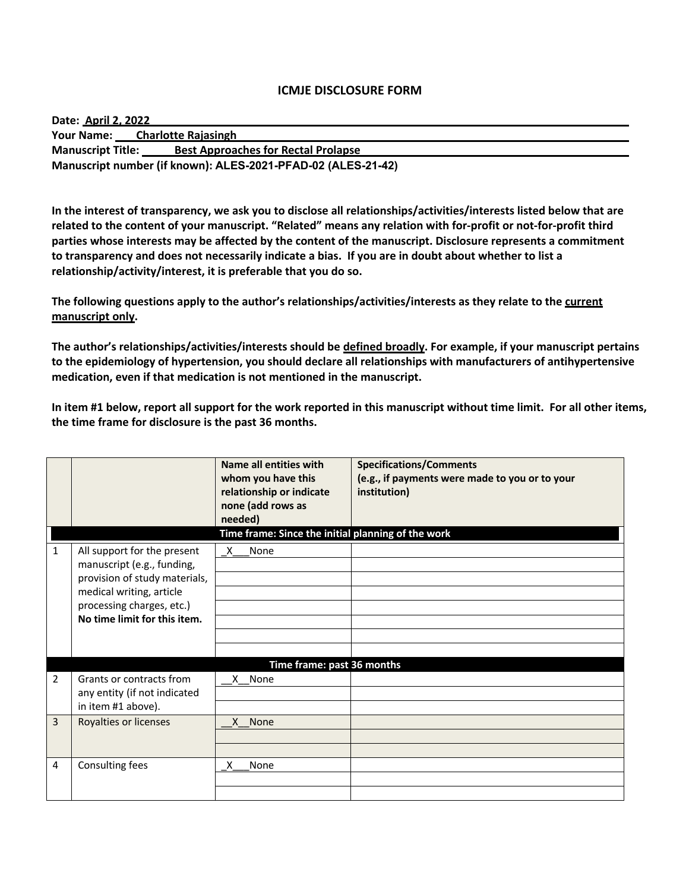# ICMJE DISCLOSURE FORM

**Date:** April 2, 2022
**Your Name:** Charlotte Rajasingh
**Manuscript Title:** Best Approaches for Rectal Prolapse
**Manuscript number (if known): ALES-2021-PFAD-02 (ALES-21-42)**

**In the interest of transparency, we ask you to disclose all relationships/activities/interests listed below that are related to the content of your manuscript. "Related" means any relation with for-profit or not-for-profit third parties whose interests may be affected by the content of the manuscript. Disclosure represents a commitment to transparency and does not necessarily indicate a bias. If you are in doubt about whether to list a relationship/activity/interest, it is preferable that you do so.**

**The following questions apply to the author's relationships/activities/interests as they relate to the current manuscript only.**

**The author's relationships/activities/interests should be defined broadly. For example, if your manuscript pertains to the epidemiology of hypertension, you should declare all relationships with manufacturers of antihypertensive medication, even if that medication is not mentioned in the manuscript.**

**In item #1 below, report all support for the work reported in this manuscript without time limit. For all other items, the time frame for disclosure is the past 36 months.**

| | | Name all entities with whom you have this relationship or indicate none (add rows as needed) | Specifications/Comments (e.g., if payments were made to you or to your institution) |
|---|---|---|---|
| | | **Time frame: Since the initial planning of the work** | |
| 1 | All support for the present manuscript (e.g., funding, provision of study materials, medical writing, article processing charges, etc.) **No time limit for this item.** | _X___None | |
| | | **Time frame: past 36 months** | |
| 2 | Grants or contracts from any entity (if not indicated in item #1 above). | __X__None | |
| 3 | Royalties or licenses | __X__None | |
| 4 | Consulting fees | _X___None | |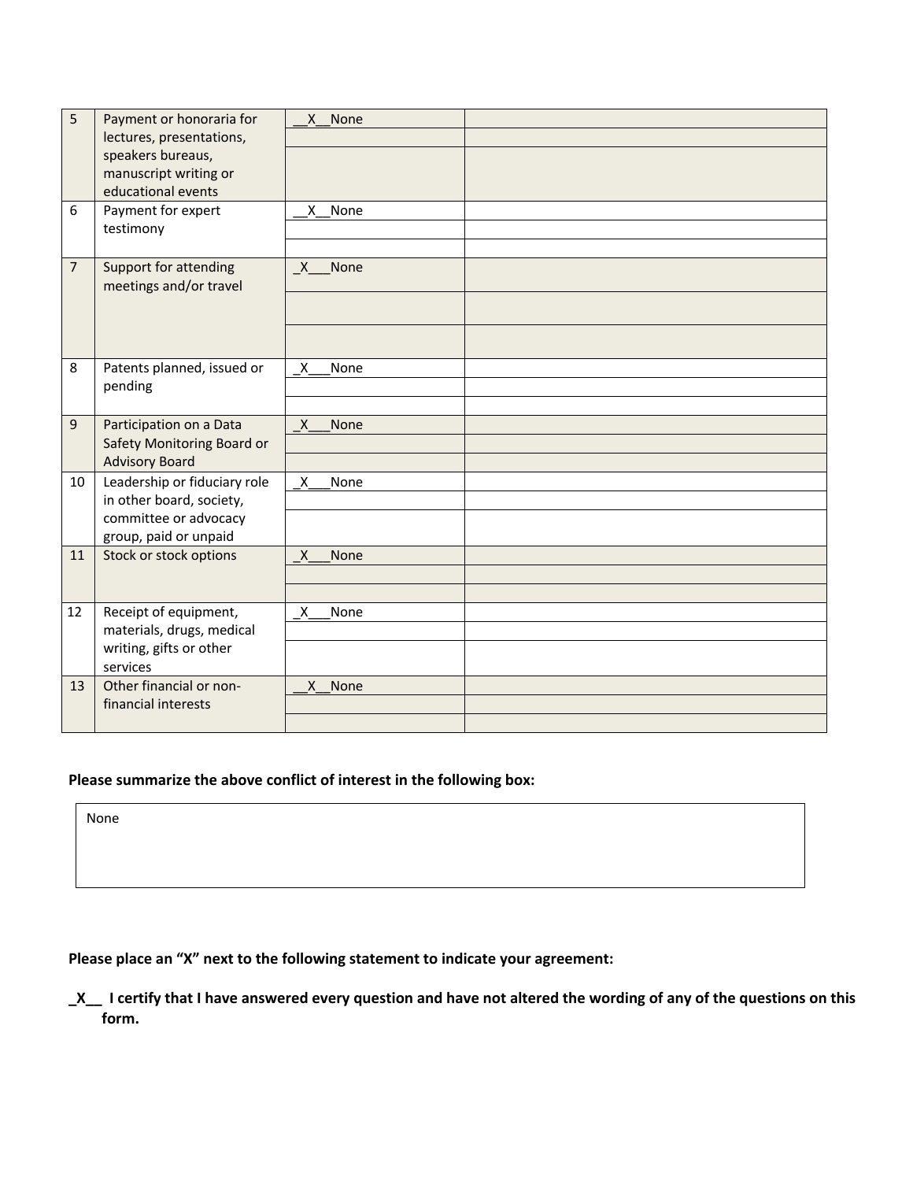| | | | |
|---|---|---|---|
| 5 | Payment or honoraria for lectures, presentations, speakers bureaus, manuscript writing or educational events | __X__None | |
| | | | |
| | | | |
| 6 | Payment for expert testimony | __X__None | |
| | | | |
| | | | |
| 7 | Support for attending meetings and/or travel | _X___None | |
| | | | |
| | | | |
| 8 | Patents planned, issued or pending | _X___None | |
| | | | |
| | | | |
| 9 | Participation on a Data Safety Monitoring Board or Advisory Board | _X___None | |
| | | | |
| | | | |
| 10 | Leadership or fiduciary role in other board, society, committee or advocacy group, paid or unpaid | _X___None | |
| | | | |
| | | | |
| 11 | Stock or stock options | _X___None | |
| | | | |
| | | | |
| 12 | Receipt of equipment, materials, drugs, medical writing, gifts or other services | _X___None | |
| | | | |
| | | | |
| 13 | Other financial or non-financial interests | __X__None | |
| | | | |
| | | | |

**Please summarize the above conflict of interest in the following box:**

None

**Please place an "X" next to the following statement to indicate your agreement:**

**_X__ I certify that I have answered every question and have not altered the wording of any of the questions on this form.**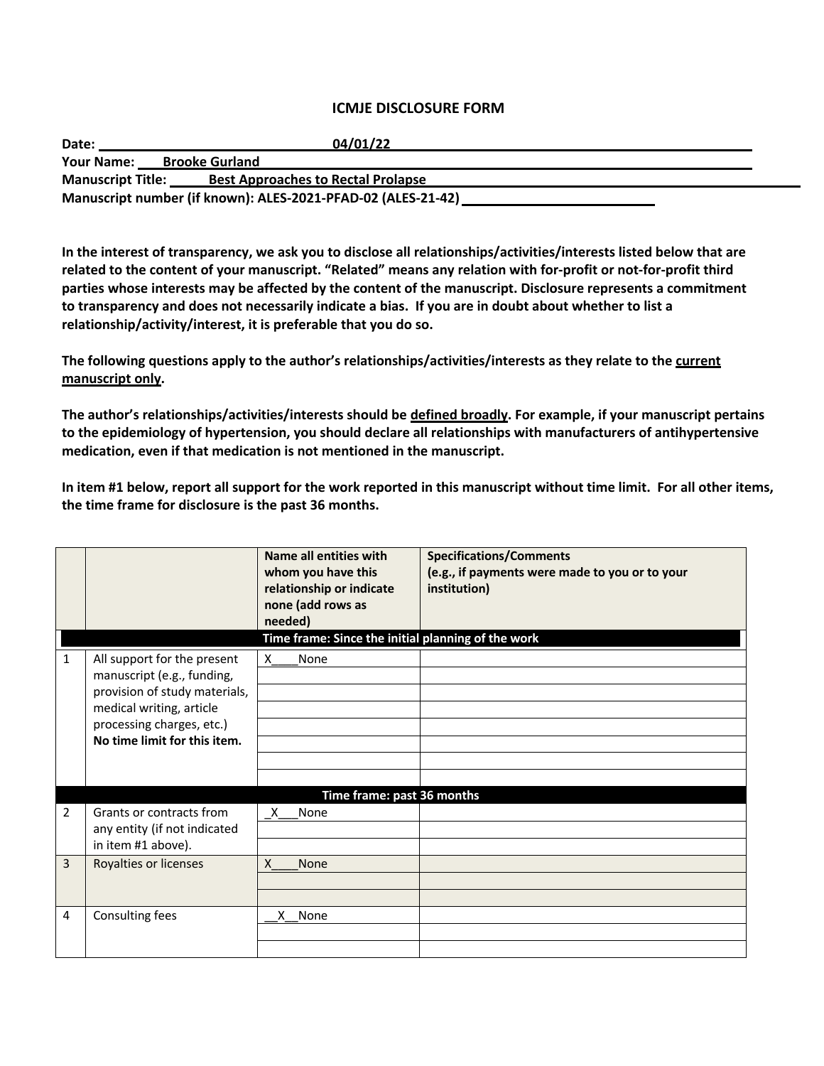### ICMJE DISCLOSURE FORM

**Date:** 04/01/22
**Your Name:** Brooke Gurland
**Manuscript Title:** Best Approaches to Rectal Prolapse
**Manuscript number (if known): ALES-2021-PFAD-02 (ALES-21-42)**

**In the interest of transparency, we ask you to disclose all relationships/activities/interests listed below that are related to the content of your manuscript. "Related" means any relation with for-profit or not-for-profit third parties whose interests may be affected by the content of the manuscript. Disclosure represents a commitment to transparency and does not necessarily indicate a bias. If you are in doubt about whether to list a relationship/activity/interest, it is preferable that you do so.**

**The following questions apply to the author's relationships/activities/interests as they relate to the current manuscript only.**

**The author's relationships/activities/interests should be defined broadly. For example, if your manuscript pertains to the epidemiology of hypertension, you should declare all relationships with manufacturers of antihypertensive medication, even if that medication is not mentioned in the manuscript.**

**In item #1 below, report all support for the work reported in this manuscript without time limit. For all other items, the time frame for disclosure is the past 36 months.**

| | | **Name all entities with whom you have this relationship or indicate none (add rows as needed)** | **Specifications/Comments (e.g., if payments were made to you or to your institution)** |
|---|---|---|---|
| | | **Time frame: Since the initial planning of the work** | |
| 1 | All support for the present manuscript (e.g., funding, provision of study materials, medical writing, article processing charges, etc.) **No time limit for this item.** | X____None | |
| | | | |
| | | **Time frame: past 36 months** | |
| 2 | Grants or contracts from any entity (if not indicated in item #1 above). | _X___None | |
| 3 | Royalties or licenses | X____None | |
| 4 | Consulting fees | __X__None | |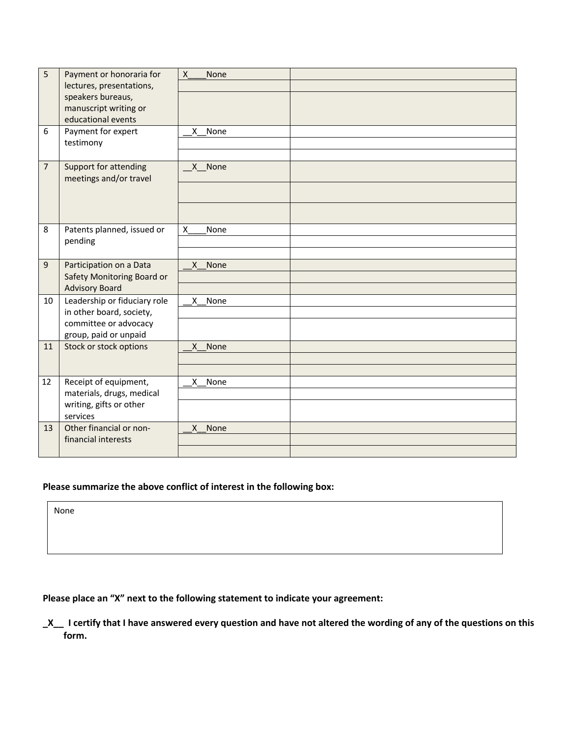| | | | |
|---|---|---|---|
| 5 | Payment or honoraria for lectures, presentations, speakers bureaus, manuscript writing or educational events | X____None | |
| | | | |
| | | | |
| 6 | Payment for expert testimony | __X__None | |
| | | | |
| | | | |
| 7 | Support for attending meetings and/or travel | __X__None | |
| | | | |
| | | | |
| 8 | Patents planned, issued or pending | X____None | |
| | | | |
| | | | |
| 9 | Participation on a Data Safety Monitoring Board or Advisory Board | __X__None | |
| | | | |
| | | | |
| 10 | Leadership or fiduciary role in other board, society, committee or advocacy group, paid or unpaid | __X__None | |
| | | | |
| | | | |
| 11 | Stock or stock options | __X__None | |
| | | | |
| | | | |
| 12 | Receipt of equipment, materials, drugs, medical writing, gifts or other services | __X__None | |
| | | | |
| | | | |
| 13 | Other financial or non-financial interests | __X__None | |
| | | | |
| | | | |

**Please summarize the above conflict of interest in the following box:**

None

**Please place an "X" next to the following statement to indicate your agreement:**

**_X__ I certify that I have answered every question and have not altered the wording of any of the questions on this form.**